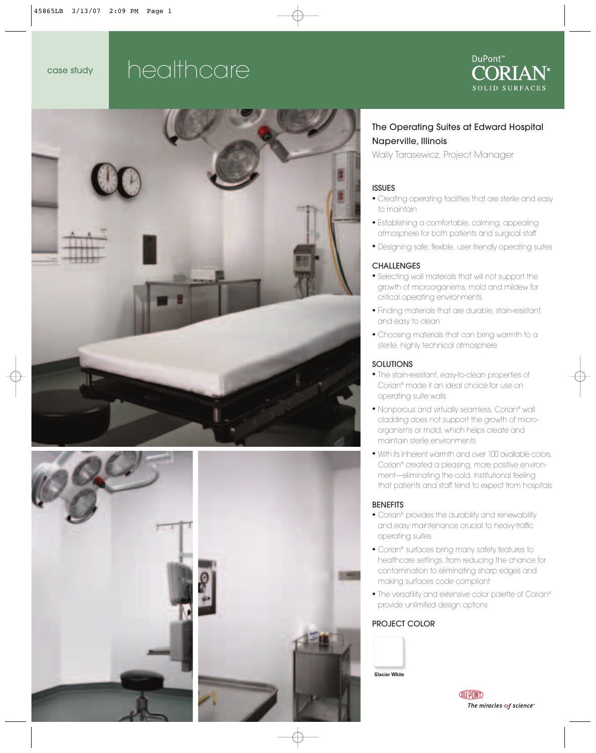case study

# healthcare

DuPont™ CORIAN® SOLID SURFACES

## The Operating Suites at Edward Hospital Naperville, Illinois

Wally Tarasewicz, Project Manager

### ISSUES

- Creating operating facilities that are sterile and easy to maintain
- Establishing a comfortable, calming, appealing atmosphere for both patients and surgical staff
- Designing safe, flexible, user friendly operating suites

### CHALLENGES

- Selecting wall materials that will not support the growth of microorganisms, mold and mildew for critical operating environments
- Finding materials that are durable, stain-resistant, and easy to clean
- Choosing materials that can bring warmth to a sterile, highly technical atmosphere

### SOLUTIONS

- The stain-resistant, easy-to-clean properties of Corian® made it an ideal choice for use on operating suite walls
- Nonporous and virtually seamless, Corian® wall cladding does not support the growth of micro-organisms or mold, which helps create and maintain sterile environments
- With its inherent warmth and over 100 available colors, Corian® created a pleasing, more positive environment—eliminating the cold, institutional feeling that patients and staff tend to expect from hospitals

### BENEFITS

- Corian® provides the durability and renewability and easy maintenance crucial to heavy-traffic operating suites
- Corian® surfaces bring many safety features to healthcare settings, from reducing the chance for contamination to eliminating sharp edges and making surfaces code compliant
- The versatility and extensive color palette of Corian® provide unlimited design options

### PROJECT COLOR

Glacier White

DUPONT *The miracles of science*™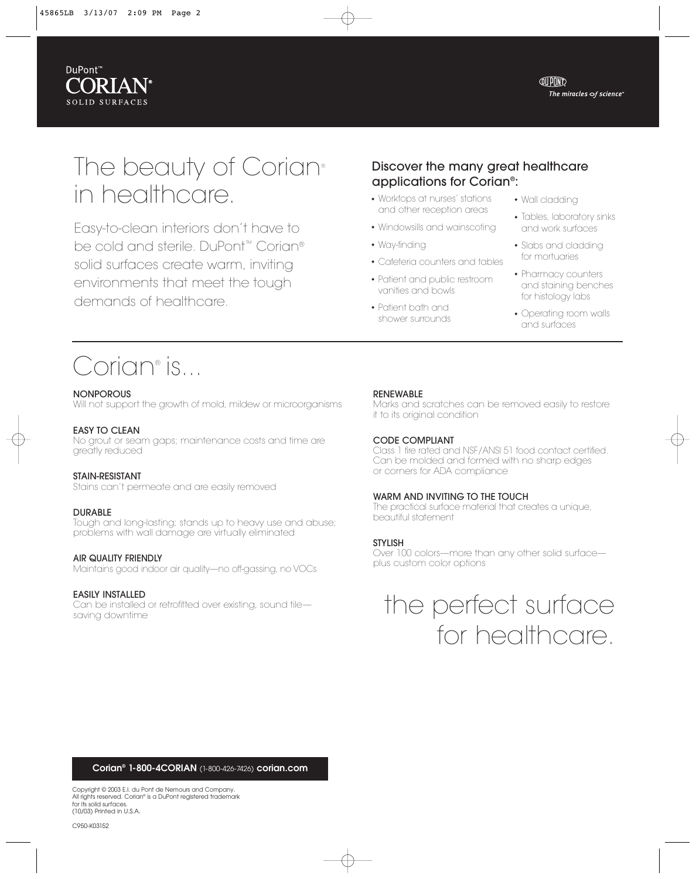DuPont™ CORIAN® SOLID SURFACES

The miracles of science®

# The beauty of Corian® in healthcare.

Easy-to-clean interiors don't have to be cold and sterile. DuPont™ Corian® solid surfaces create warm, inviting environments that meet the tough demands of healthcare.

## Discover the many great healthcare applications for Corian®:

- Worktops at nurses' stations and other reception areas
- Windowsills and wainscoting
- Way-finding
- Cafeteria counters and tables
- Patient and public restroom vanities and bowls
- Patient bath and shower surrounds
- Wall cladding
- Tables, laboratory sinks and work surfaces
- Slabs and cladding for mortuaries
- Pharmacy counters and staining benches for histology labs
- Operating room walls and surfaces

# Corian® is...

**NONPOROUS**
Will not support the growth of mold, mildew or microorganisms

**EASY TO CLEAN**
No grout or seam gaps; maintenance costs and time are greatly reduced

**STAIN-RESISTANT**
Stains can't permeate and are easily removed

**DURABLE**
Tough and long-lasting; stands up to heavy use and abuse; problems with wall damage are virtually eliminated

**AIR QUALITY FRIENDLY**
Maintains good indoor air quality—no off-gassing, no VOCs

**EASILY INSTALLED**
Can be installed or retrofitted over existing, sound tile—saving downtime

**RENEWABLE**
Marks and scratches can be removed easily to restore it to its original condition

**CODE COMPLIANT**
Class 1 fire rated and NSF/ANSI 51 food contact certified. Can be molded and formed with no sharp edges or corners for ADA compliance

**WARM AND INVITING TO THE TOUCH**
The practical surface material that creates a unique, beautiful statement

**STYLISH**
Over 100 colors—more than any other solid surface—plus custom color options

# the perfect surface for healthcare.

**Corian® 1-800-4CORIAN** (1-800-426-7426) **corian.com**

Copyright © 2003 E.I. du Pont de Nemours and Company. All rights reserved. Corian® is a DuPont registered trademark for its solid surfaces.
(10/03) Printed in U.S.A.

C950-K03152